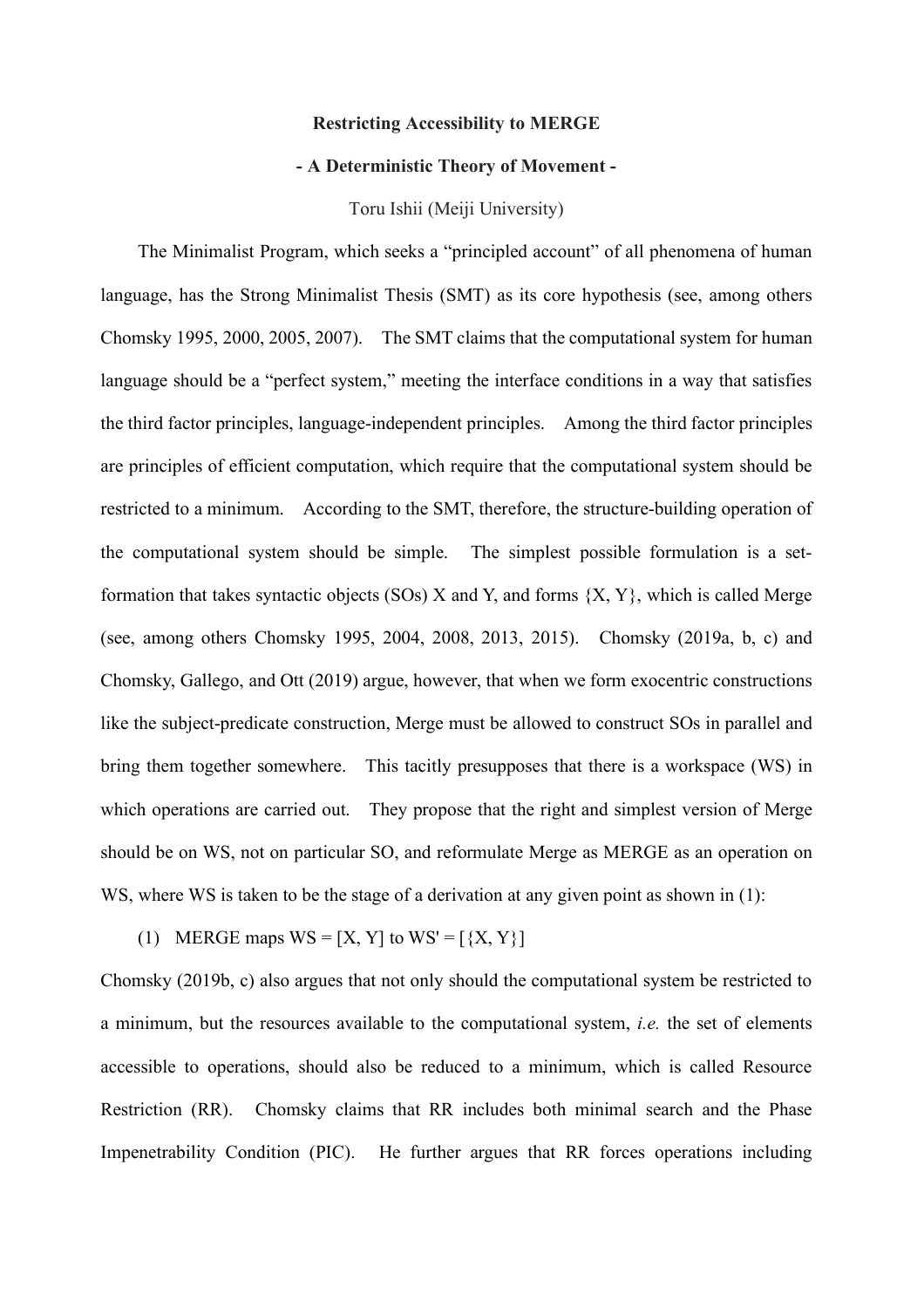**Restricting Accessibility to MERGE**

**- A Deterministic Theory of Movement -**

Toru Ishii (Meiji University)

The Minimalist Program, which seeks a "principled account" of all phenomena of human language, has the Strong Minimalist Thesis (SMT) as its core hypothesis (see, among others Chomsky 1995, 2000, 2005, 2007). The SMT claims that the computational system for human language should be a "perfect system," meeting the interface conditions in a way that satisfies the third factor principles, language-independent principles. Among the third factor principles are principles of efficient computation, which require that the computational system should be restricted to a minimum. According to the SMT, therefore, the structure-building operation of the computational system should be simple. The simplest possible formulation is a set-formation that takes syntactic objects (SOs) X and Y, and forms {X, Y}, which is called Merge (see, among others Chomsky 1995, 2004, 2008, 2013, 2015). Chomsky (2019a, b, c) and Chomsky, Gallego, and Ott (2019) argue, however, that when we form exocentric constructions like the subject-predicate construction, Merge must be allowed to construct SOs in parallel and bring them together somewhere. This tacitly presupposes that there is a workspace (WS) in which operations are carried out. They propose that the right and simplest version of Merge should be on WS, not on particular SO, and reformulate Merge as MERGE as an operation on WS, where WS is taken to be the stage of a derivation at any given point as shown in (1):

(1) MERGE maps WS = [X, Y] to WS' = [{X, Y}]

Chomsky (2019b, c) also argues that not only should the computational system be restricted to a minimum, but the resources available to the computational system, *i.e.* the set of elements accessible to operations, should also be reduced to a minimum, which is called Resource Restriction (RR). Chomsky claims that RR includes both minimal search and the Phase Impenetrability Condition (PIC). He further argues that RR forces operations including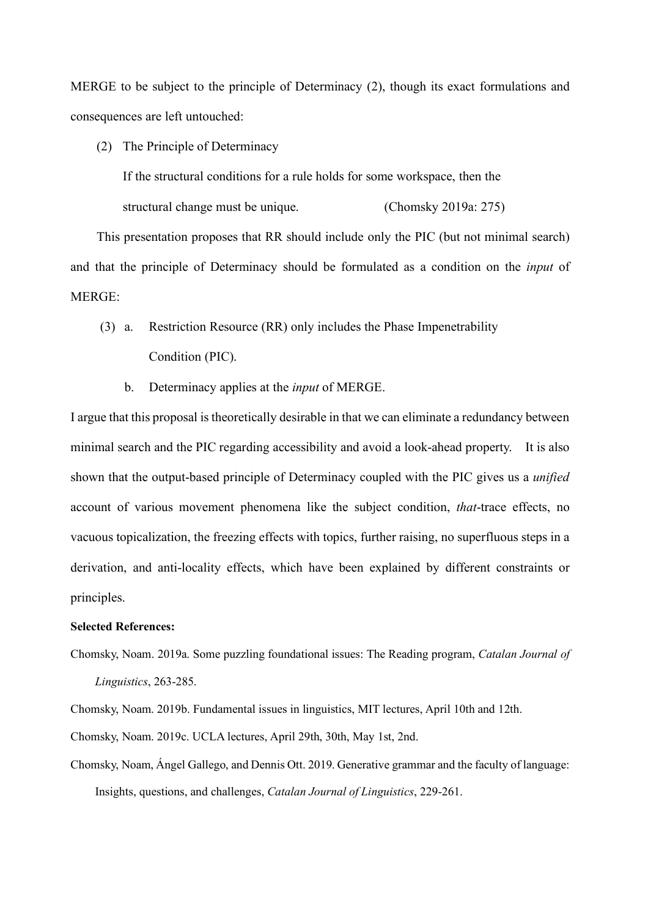MERGE to be subject to the principle of Determinacy (2), though its exact formulations and consequences are left untouched:

(2) The Principle of Determinacy

If the structural conditions for a rule holds for some workspace, then the structural change must be unique. (Chomsky 2019a: 275)

This presentation proposes that RR should include only the PIC (but not minimal search) and that the principle of Determinacy should be formulated as a condition on the *input* of MERGE:

(3) a. Restriction Resource (RR) only includes the Phase Impenetrability Condition (PIC).

b. Determinacy applies at the *input* of MERGE.

I argue that this proposal is theoretically desirable in that we can eliminate a redundancy between minimal search and the PIC regarding accessibility and avoid a look-ahead property. It is also shown that the output-based principle of Determinacy coupled with the PIC gives us a *unified* account of various movement phenomena like the subject condition, *that*-trace effects, no vacuous topicalization, the freezing effects with topics, further raising, no superfluous steps in a derivation, and anti-locality effects, which have been explained by different constraints or principles.

**Selected References:**

Chomsky, Noam. 2019a. Some puzzling foundational issues: The Reading program, *Catalan Journal of Linguistics*, 263-285.

Chomsky, Noam. 2019b. Fundamental issues in linguistics, MIT lectures, April 10th and 12th.

Chomsky, Noam. 2019c. UCLA lectures, April 29th, 30th, May 1st, 2nd.

Chomsky, Noam, Ángel Gallego, and Dennis Ott. 2019. Generative grammar and the faculty of language: Insights, questions, and challenges, *Catalan Journal of Linguistics*, 229-261.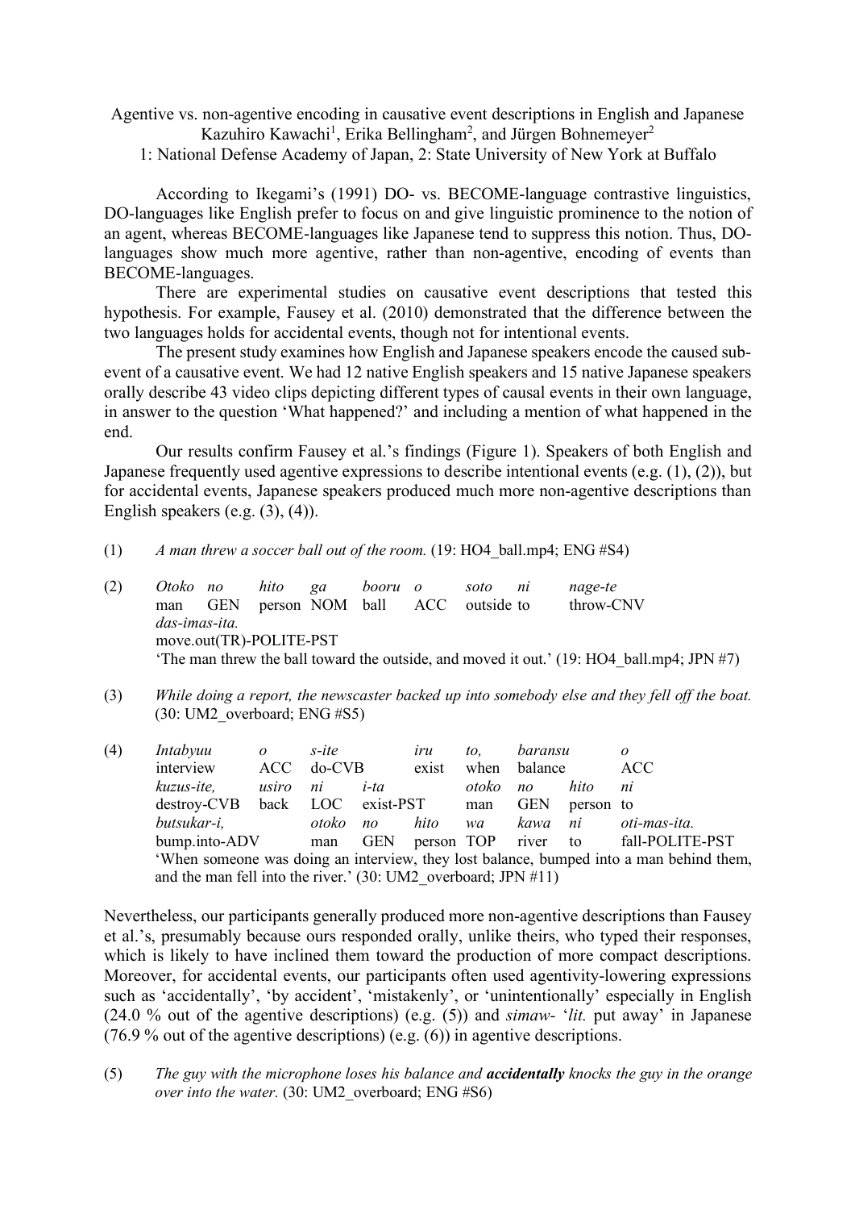Agentive vs. non-agentive encoding in causative event descriptions in English and Japanese

Kazuhiro Kawachi[1], Erika Bellingham[2], and Jürgen Bohnemeyer[2]

1: National Defense Academy of Japan, 2: State University of New York at Buffalo

According to Ikegami's (1991) DO- vs. BECOME-language contrastive linguistics, DO-languages like English prefer to focus on and give linguistic prominence to the notion of an agent, whereas BECOME-languages like Japanese tend to suppress this notion. Thus, DO-languages show much more agentive, rather than non-agentive, encoding of events than BECOME-languages.

There are experimental studies on causative event descriptions that tested this hypothesis. For example, Fausey et al. (2010) demonstrated that the difference between the two languages holds for accidental events, though not for intentional events.

The present study examines how English and Japanese speakers encode the caused sub-event of a causative event. We had 12 native English speakers and 15 native Japanese speakers orally describe 43 video clips depicting different types of causal events in their own language, in answer to the question 'What happened?' and including a mention of what happened in the end.

Our results confirm Fausey et al.'s findings (Figure 1). Speakers of both English and Japanese frequently used agentive expressions to describe intentional events (e.g. (1), (2)), but for accidental events, Japanese speakers produced much more non-agentive descriptions than English speakers (e.g. (3), (4)).

(1) *A man threw a soccer ball out of the room.* (19: HO4_ball.mp4; ENG #S4)

(2)

| *Otoko* | *no* | *hito* | *ga* | *booru* | *o* | *soto* | *ni* | *nage-te* |
|---|---|---|---|---|---|---|---|---|
| man | GEN | person | NOM | ball | ACC | outside | to | throw-CNV |
| *das-imas-ita.* | | | | | | | | |
| move.out(TR)-POLITE-PST | | | | | | | | |

'The man threw the ball toward the outside, and moved it out.' (19: HO4_ball.mp4; JPN #7)

(3) *While doing a report, the newscaster backed up into somebody else and they fell off the boat.* (30: UM2_overboard; ENG #S5)

(4)

| *Intabyuu* | *o* | *s-ite* | | *iru* | *to,* | *baransu* | | *o* |
|---|---|---|---|---|---|---|---|---|
| interview | ACC | do-CVB | | exist | when | balance | | ACC |
| *kuzus-ite,* | *usiro* | *ni* | *i-ta* | | *otoko* | *no* | *hito* | *ni* |
| destroy-CVB | back | LOC | exist-PST | | man | GEN | person | to |
| *butsukar-i,* | | *otoko* | *no* | *hito* | *wa* | *kawa* | *ni* | *oti-mas-ita.* |
| bump.into-ADV | | man | GEN | person | TOP | river | to | fall-POLITE-PST |

'When someone was doing an interview, they lost balance, bumped into a man behind them, and the man fell into the river.' (30: UM2_overboard; JPN #11)

Nevertheless, our participants generally produced more non-agentive descriptions than Fausey et al.'s, presumably because ours responded orally, unlike theirs, who typed their responses, which is likely to have inclined them toward the production of more compact descriptions. Moreover, for accidental events, our participants often used agentivity-lowering expressions such as 'accidentally', 'by accident', 'mistakenly', or 'unintentionally' especially in English (24.0 % out of the agentive descriptions) (e.g. (5)) and *simaw-* '*lit.* put away' in Japanese (76.9 % out of the agentive descriptions) (e.g. (6)) in agentive descriptions.

(5) *The guy with the microphone loses his balance and* ***accidentally*** *knocks the guy in the orange over into the water.* (30: UM2_overboard; ENG #S6)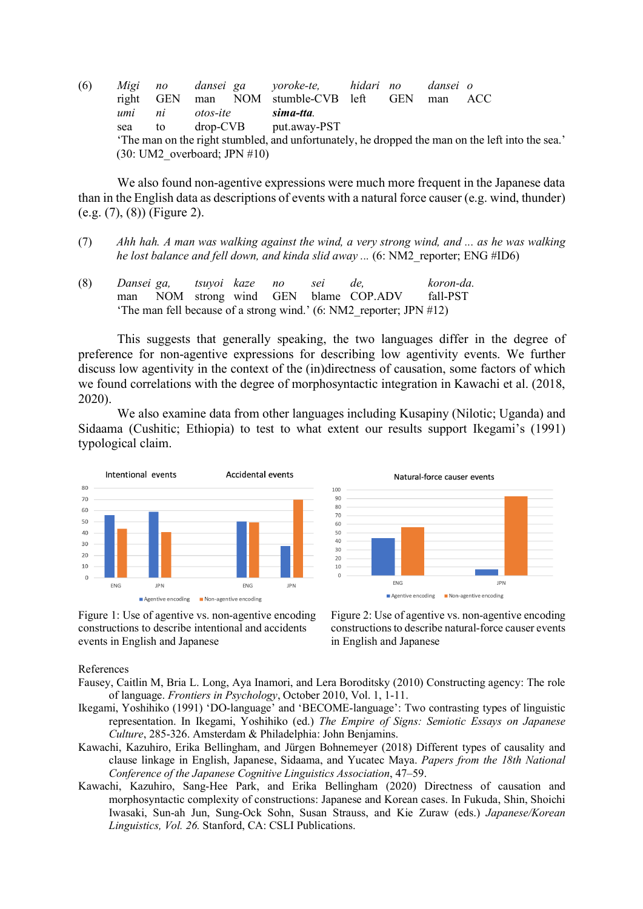(6) *Migi no dansei ga yoroke-te, hidari no dansei o*
right GEN man NOM stumble-CVB left GEN man ACC
*umi ni otos-ite* ***sima-tta.***
sea to drop-CVB put.away-PST
'The man on the right stumbled, and unfortunately, he dropped the man on the left into the sea.'
(30: UM2_overboard; JPN #10)

We also found non-agentive expressions were much more frequent in the Japanese data than in the English data as descriptions of events with a natural force causer (e.g. wind, thunder) (e.g. (7), (8)) (Figure 2).

(7) *Ahh hah. A man was walking against the wind, a very strong wind, and ... as he was walking he lost balance and fell down, and kinda slid away ...* (6: NM2_reporter; ENG #ID6)

(8) *Dansei ga, tsuyoi kaze no sei de, koron-da.*
man NOM strong wind GEN blame COP.ADV fall-PST
'The man fell because of a strong wind.' (6: NM2_reporter; JPN #12)

This suggests that generally speaking, the two languages differ in the degree of preference for non-agentive expressions for describing low agentivity events. We further discuss low agentivity in the context of the (in)directness of causation, some factors of which we found correlations with the degree of morphosyntactic integration in Kawachi et al. (2018, 2020).

We also examine data from other languages including Kusapiny (Nilotic; Uganda) and Sidaama (Cushitic; Ethiopia) to test to what extent our results support Ikegami's (1991) typological claim.

Figure 1: Use of agentive vs. non-agentive encoding constructions to describe intentional and accidents events in English and Japanese

Figure 2: Use of agentive vs. non-agentive encoding constructions to describe natural-force causer events in English and Japanese

References

Fausey, Caitlin M, Bria L. Long, Aya Inamori, and Lera Boroditsky (2010) Constructing agency: The role of language. *Frontiers in Psychology*, October 2010, Vol. 1, 1-11.

Ikegami, Yoshihiko (1991) 'DO-language' and 'BECOME-language': Two contrasting types of linguistic representation. In Ikegami, Yoshihiko (ed.) *The Empire of Signs: Semiotic Essays on Japanese Culture*, 285-326. Amsterdam & Philadelphia: John Benjamins.

Kawachi, Kazuhiro, Erika Bellingham, and Jürgen Bohnemeyer (2018) Different types of causality and clause linkage in English, Japanese, Sidaama, and Yucatec Maya. *Papers from the 18th National Conference of the Japanese Cognitive Linguistics Association*, 47–59.

Kawachi, Kazuhiro, Sang-Hee Park, and Erika Bellingham (2020) Directness of causation and morphosyntactic complexity of constructions: Japanese and Korean cases. In Fukuda, Shin, Shoichi Iwasaki, Sun-ah Jun, Sung-Ock Sohn, Susan Strauss, and Kie Zuraw (eds.) *Japanese/Korean Linguistics, Vol. 26.* Stanford, CA: CSLI Publications.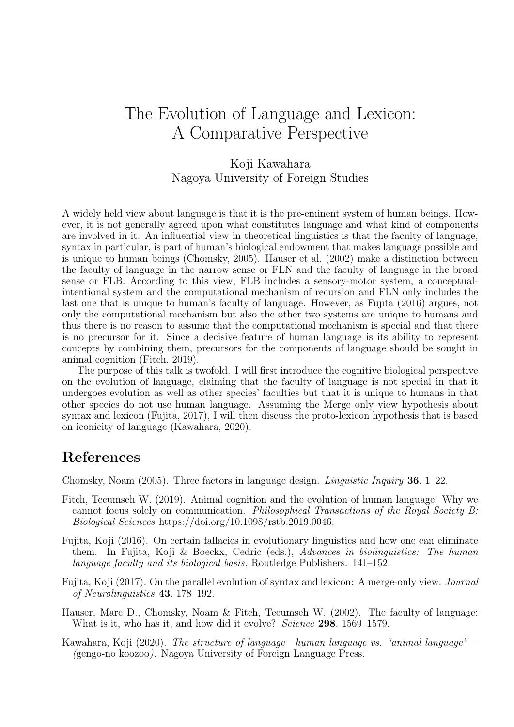# The Evolution of Language and Lexicon: A Comparative Perspective

Koji Kawahara
Nagoya University of Foreign Studies

A widely held view about language is that it is the pre-eminent system of human beings. However, it is not generally agreed upon what constitutes language and what kind of components are involved in it. An influential view in theoretical linguistics is that the faculty of language, syntax in particular, is part of human's biological endowment that makes language possible and is unique to human beings (Chomsky, 2005). Hauser et al. (2002) make a distinction between the faculty of language in the narrow sense or FLN and the faculty of language in the broad sense or FLB. According to this view, FLB includes a sensory-motor system, a conceptual-intentional system and the computational mechanism of recursion and FLN only includes the last one that is unique to human's faculty of language. However, as Fujita (2016) argues, not only the computational mechanism but also the other two systems are unique to humans and thus there is no reason to assume that the computational mechanism is special and that there is no precursor for it. Since a decisive feature of human language is its ability to represent concepts by combining them, precursors for the components of language should be sought in animal cognition (Fitch, 2019).

The purpose of this talk is twofold. I will first introduce the cognitive biological perspective on the evolution of language, claiming that the faculty of language is not special in that it undergoes evolution as well as other species' faculties but that it is unique to humans in that other species do not use human language. Assuming the Merge only view hypothesis about syntax and lexicon (Fujita, 2017), I will then discuss the proto-lexicon hypothesis that is based on iconicity of language (Kawahara, 2020).

## References

Chomsky, Noam (2005). Three factors in language design. *Linguistic Inquiry* **36**. 1–22.

Fitch, Tecumseh W. (2019). Animal cognition and the evolution of human language: Why we cannot focus solely on communication. *Philosophical Transactions of the Royal Society B: Biological Sciences* https://doi.org/10.1098/rstb.2019.0046.

Fujita, Koji (2016). On certain fallacies in evolutionary linguistics and how one can eliminate them. In Fujita, Koji & Boeckx, Cedric (eds.), *Advances in biolinguistics: The human language faculty and its biological basis*, Routledge Publishers. 141–152.

Fujita, Koji (2017). On the parallel evolution of syntax and lexicon: A merge-only view. *Journal of Neurolinguistics* **43**. 178–192.

Hauser, Marc D., Chomsky, Noam & Fitch, Tecumseh W. (2002). The faculty of language: What is it, who has it, and how did it evolve? *Science* **298**. 1569–1579.

Kawahara, Koji (2020). *The structure of language—human language vs. "animal language"—(*gengo-no koozoo*)*. Nagoya University of Foreign Language Press.